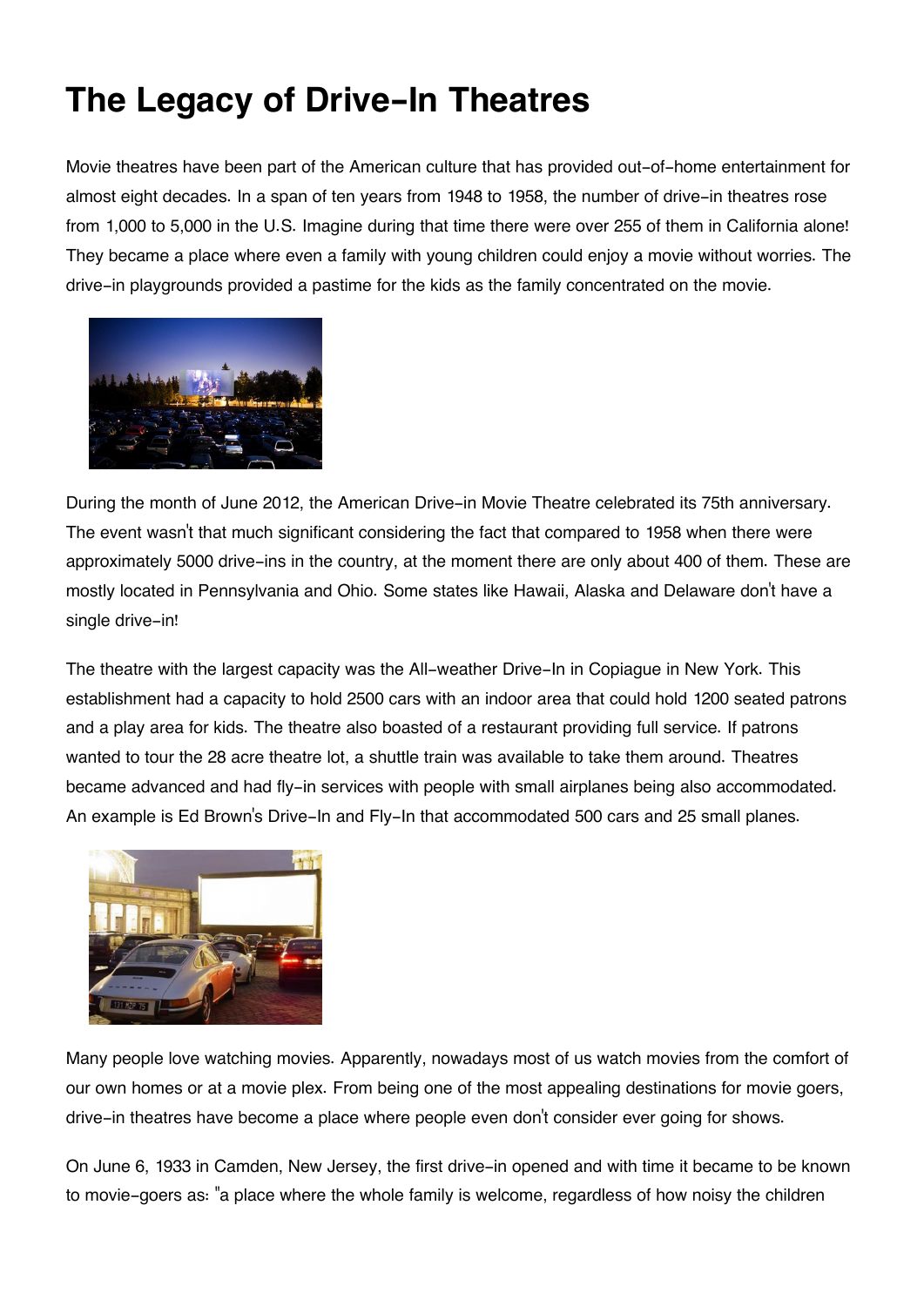# The Legacy of Drive-In Theatres

Movie theatres have been part of the American culture that has provided out-of-home entertainment for almost eight decades. In a span of ten years from 1948 to 1958, the number of drive-in theatres rose from 1,000 to 5,000 in the U.S. Imagine during that time there were over 255 of them in California alone! They became a place where even a family with young children could enjoy a movie without worries. The drive-in playgrounds provided a pastime for the kids as the family concentrated on the movie.

During the month of June 2012, the American Drive-in Movie Theatre celebrated its 75th anniversary. The event wasn't that much significant considering the fact that compared to 1958 when there were approximately 5000 drive-ins in the country, at the moment there are only about 400 of them. These are mostly located in Pennsylvania and Ohio. Some states like Hawaii, Alaska and Delaware don't have a single drive-in!

The theatre with the largest capacity was the All-weather Drive-In in Copiague in New York. This establishment had a capacity to hold 2500 cars with an indoor area that could hold 1200 seated patrons and a play area for kids. The theatre also boasted of a restaurant providing full service. If patrons wanted to tour the 28 acre theatre lot, a shuttle train was available to take them around. Theatres became advanced and had fly-in services with people with small airplanes being also accommodated. An example is Ed Brown's Drive-In and Fly-In that accommodated 500 cars and 25 small planes.

Many people love watching movies. Apparently, nowadays most of us watch movies from the comfort of our own homes or at a movie plex. From being one of the most appealing destinations for movie goers, drive-in theatres have become a place where people even don't consider ever going for shows.

On June 6, 1933 in Camden, New Jersey, the first drive-in opened and with time it became to be known to movie-goers as: "a place where the whole family is welcome, regardless of how noisy the children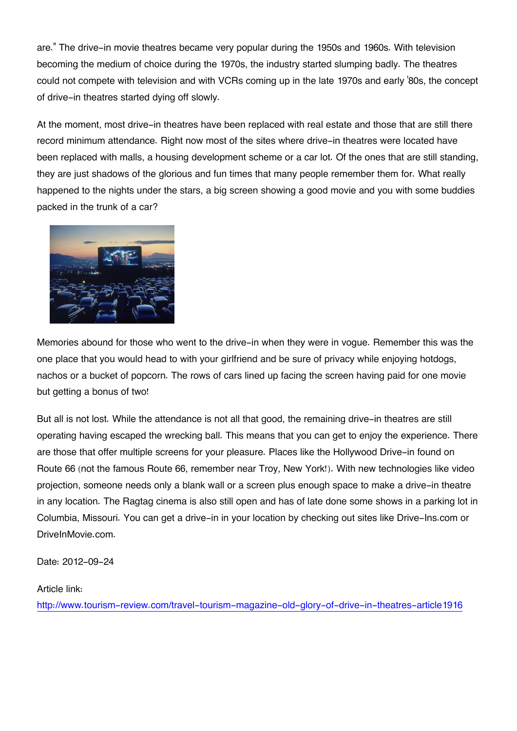are." The drive-in movie theatres became very popular during the 1950s and 1960s. With television becoming the medium of choice during the 1970s, the industry started slumping badly. The theatres could not compete with television and with VCRs coming up in the late 1970s and early '80s, the concept of drive-in theatres started dying off slowly.

At the moment, most drive-in theatres have been replaced with real estate and those that are still there record minimum attendance. Right now most of the sites where drive-in theatres were located have been replaced with malls, a housing development scheme or a car lot. Of the ones that are still standing, they are just shadows of the glorious and fun times that many people remember them for. What really happened to the nights under the stars, a big screen showing a good movie and you with some buddies packed in the trunk of a car?

Memories abound for those who went to the drive-in when they were in vogue. Remember this was the one place that you would head to with your girlfriend and be sure of privacy while enjoying hotdogs, nachos or a bucket of popcorn. The rows of cars lined up facing the screen having paid for one movie but getting a bonus of two!

But all is not lost. While the attendance is not all that good, the remaining drive-in theatres are still operating having escaped the wrecking ball. This means that you can get to enjoy the experience. There are those that offer multiple screens for your pleasure. Places like the Hollywood Drive-in found on Route 66 (not the famous Route 66, remember near Troy, New York!). With new technologies like video projection, someone needs only a blank wall or a screen plus enough space to make a drive-in theatre in any location. The Ragtag cinema is also still open and has of late done some shows in a parking lot in Columbia, Missouri. You can get a drive-in in your location by checking out sites like Drive-Ins.com or DriveInMovie.com.

Date: 2012-09-24

Article link:
http://www.tourism-review.com/travel-tourism-magazine-old-glory-of-drive-in-theatres-article1916